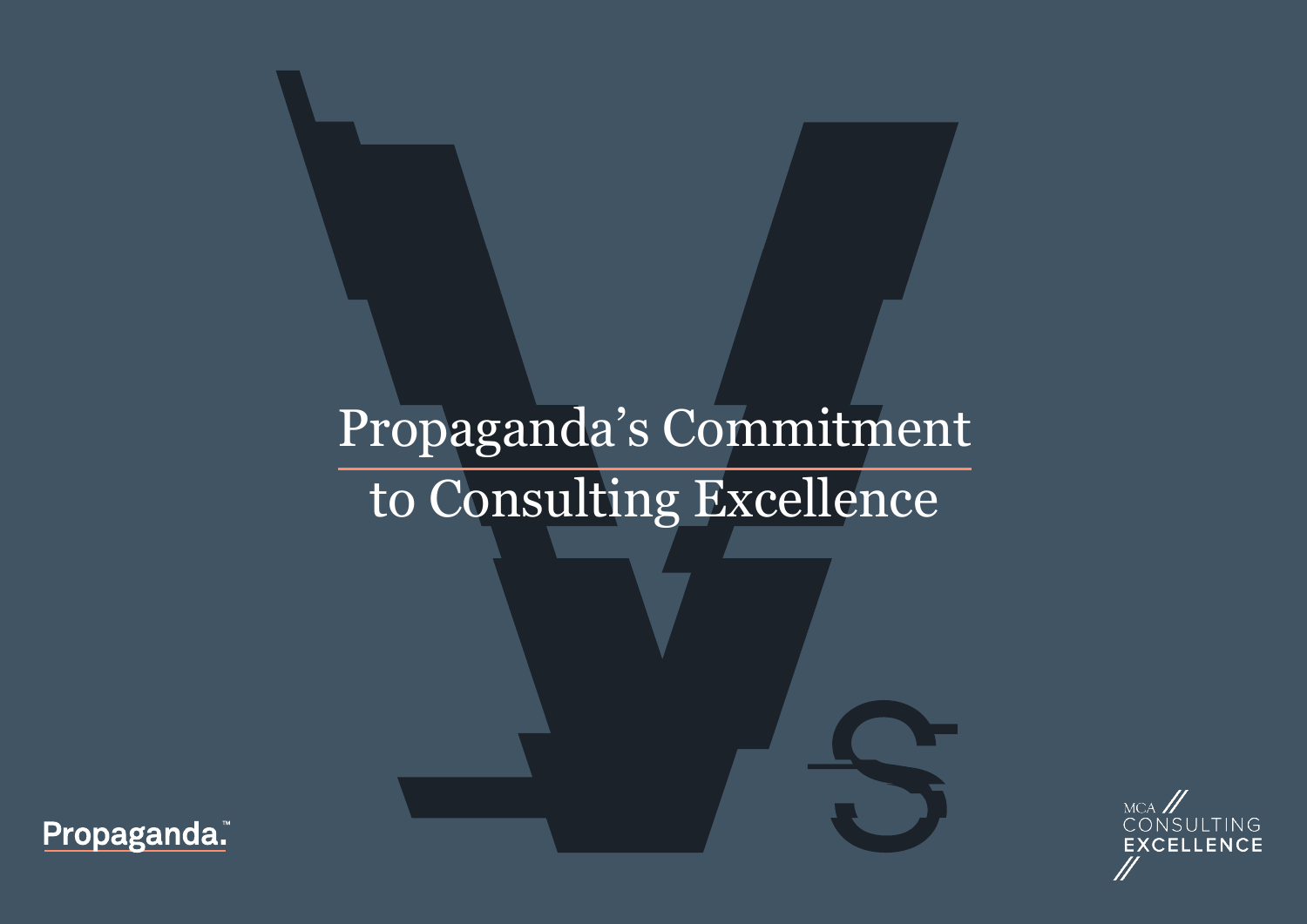# Propaganda's Commitment to Consulting Excellence

Propaganda.™

MCA CONSULTING EXCELLENCE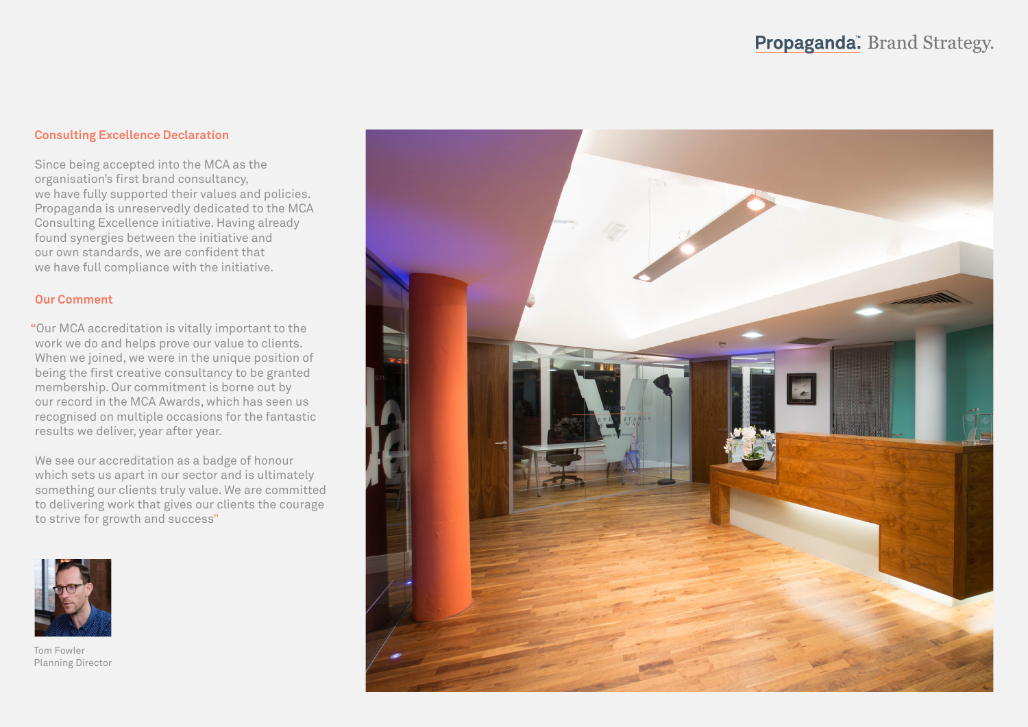## Consulting Excellence Declaration

Since being accepted into the MCA as the organisation's first brand consultancy, we have fully supported their values and policies. Propaganda is unreservedly dedicated to the MCA Consulting Excellence initiative. Having already found synergies between the initiative and our own standards, we are confident that we have full compliance with the initiative.

## Our Comment

"Our MCA accreditation is vitally important to the work we do and helps prove our value to clients. When we joined, we were in the unique position of being the first creative consultancy to be granted membership. Our commitment is borne out by our record in the MCA Awards, which has seen us recognised on multiple occasions for the fantastic results we deliver, year after year.

We see our accreditation as a badge of honour which sets us apart in our sector and is ultimately something our clients truly value. We are committed to delivering work that gives our clients the courage to strive for growth and success"

Tom Fowler
Planning Director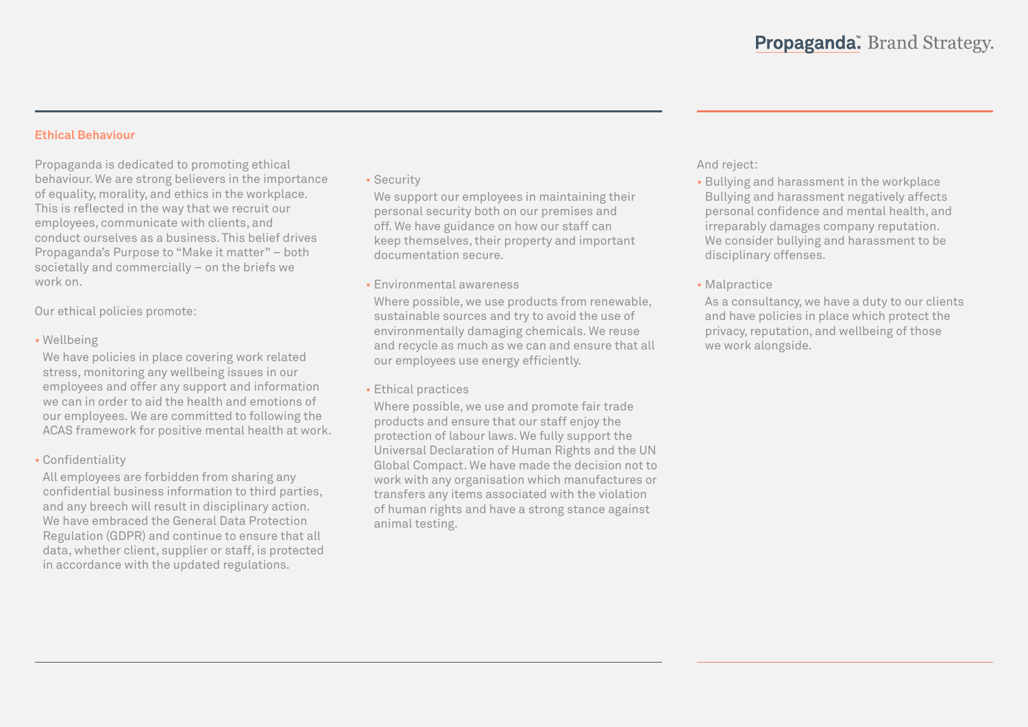## Ethical Behaviour

Propaganda is dedicated to promoting ethical behaviour. We are strong believers in the importance of equality, morality, and ethics in the workplace. This is reflected in the way that we recruit our employees, communicate with clients, and conduct ourselves as a business. This belief drives Propaganda's Purpose to "Make it matter" – both societally and commercially – on the briefs we work on.

Our ethical policies promote:

- Wellbeing
  We have policies in place covering work related stress, monitoring any wellbeing issues in our employees and offer any support and information we can in order to aid the health and emotions of our employees. We are committed to following the ACAS framework for positive mental health at work.

- Confidentiality
  All employees are forbidden from sharing any confidential business information to third parties, and any breech will result in disciplinary action. We have embraced the General Data Protection Regulation (GDPR) and continue to ensure that all data, whether client, supplier or staff, is protected in accordance with the updated regulations.

- Security
  We support our employees in maintaining their personal security both on our premises and off. We have guidance on how our staff can keep themselves, their property and important documentation secure.

- Environmental awareness
  Where possible, we use products from renewable, sustainable sources and try to avoid the use of environmentally damaging chemicals. We reuse and recycle as much as we can and ensure that all our employees use energy efficiently.

- Ethical practices
  Where possible, we use and promote fair trade products and ensure that our staff enjoy the protection of labour laws. We fully support the Universal Declaration of Human Rights and the UN Global Compact. We have made the decision not to work with any organisation which manufactures or transfers any items associated with the violation of human rights and have a strong stance against animal testing.

And reject:

- Bullying and harassment in the workplace
  Bullying and harassment negatively affects personal confidence and mental health, and irreparably damages company reputation. We consider bullying and harassment to be disciplinary offenses.

- Malpractice
  As a consultancy, we have a duty to our clients and have policies in place which protect the privacy, reputation, and wellbeing of those we work alongside.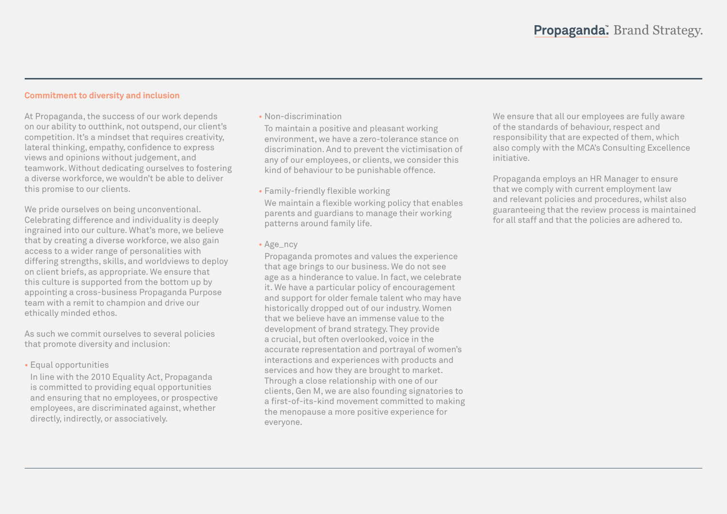## Commitment to diversity and inclusion

At Propaganda, the success of our work depends on our ability to outthink, not outspend, our client's competition. It's a mindset that requires creativity, lateral thinking, empathy, confidence to express views and opinions without judgement, and teamwork. Without dedicating ourselves to fostering a diverse workforce, we wouldn't be able to deliver this promise to our clients.

We pride ourselves on being unconventional. Celebrating difference and individuality is deeply ingrained into our culture. What's more, we believe that by creating a diverse workforce, we also gain access to a wider range of personalities with differing strengths, skills, and worldviews to deploy on client briefs, as appropriate. We ensure that this culture is supported from the bottom up by appointing a cross-business Propaganda Purpose team with a remit to champion and drive our ethically minded ethos.

As such we commit ourselves to several policies that promote diversity and inclusion:

- Equal opportunities
  In line with the 2010 Equality Act, Propaganda is committed to providing equal opportunities and ensuring that no employees, or prospective employees, are discriminated against, whether directly, indirectly, or associatively.

- Non-discrimination
  To maintain a positive and pleasant working environment, we have a zero-tolerance stance on discrimination. And to prevent the victimisation of any of our employees, or clients, we consider this kind of behaviour to be punishable offence.

- Family-friendly flexible working
  We maintain a flexible working policy that enables parents and guardians to manage their working patterns around family life.

- Age_ncy
  Propaganda promotes and values the experience that age brings to our business. We do not see age as a hinderance to value. In fact, we celebrate it. We have a particular policy of encouragement and support for older female talent who may have historically dropped out of our industry. Women that we believe have an immense value to the development of brand strategy. They provide a crucial, but often overlooked, voice in the accurate representation and portrayal of women's interactions and experiences with products and services and how they are brought to market. Through a close relationship with one of our clients, Gen M, we are also founding signatories to a first-of-its-kind movement committed to making the menopause a more positive experience for everyone.

We ensure that all our employees are fully aware of the standards of behaviour, respect and responsibility that are expected of them, which also comply with the MCA's Consulting Excellence initiative.

Propaganda employs an HR Manager to ensure that we comply with current employment law and relevant policies and procedures, whilst also guaranteeing that the review process is maintained for all staff and that the policies are adhered to.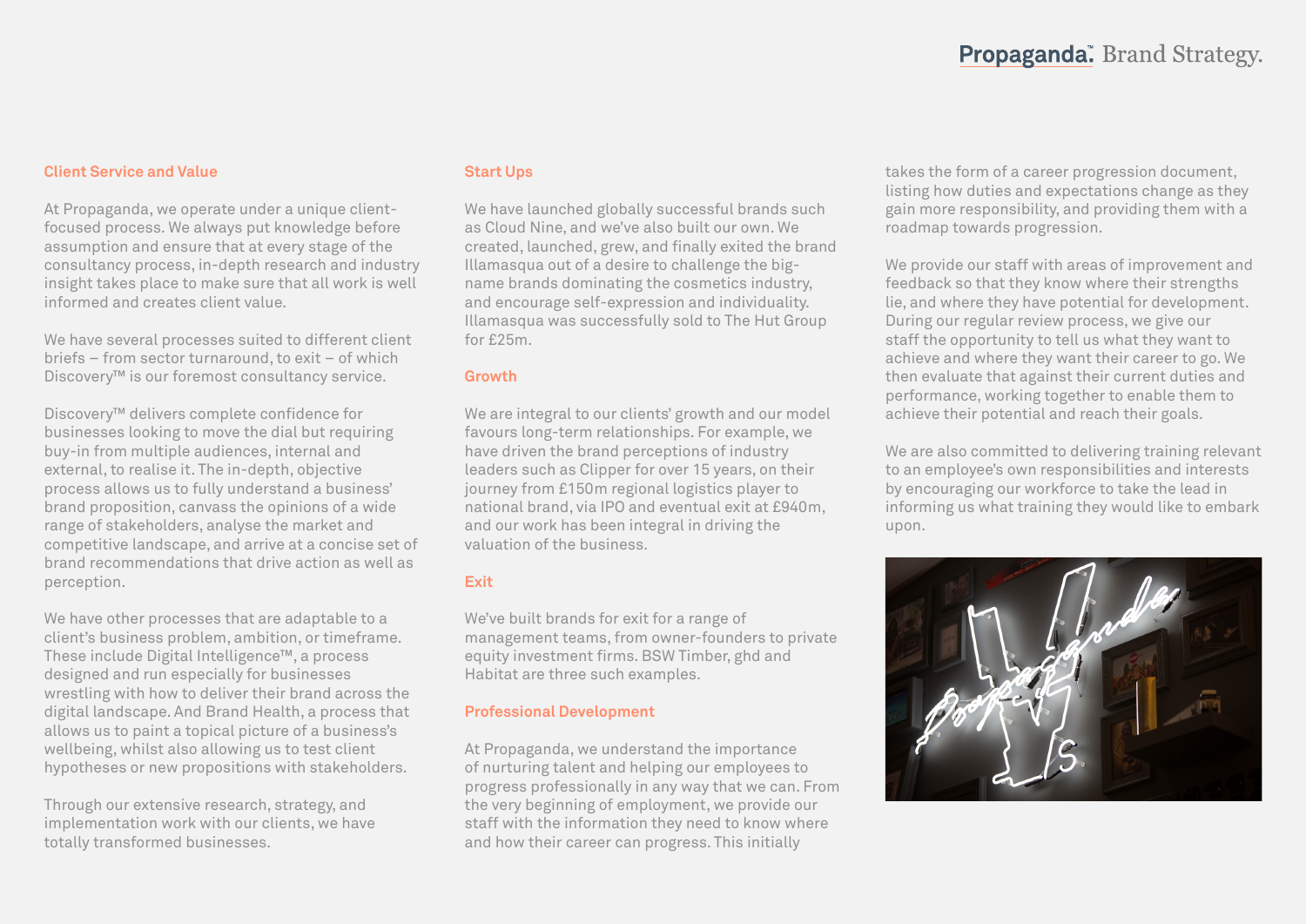## Client Service and Value

At Propaganda, we operate under a unique client-focused process. We always put knowledge before assumption and ensure that at every stage of the consultancy process, in-depth research and industry insight takes place to make sure that all work is well informed and creates client value.

We have several processes suited to different client briefs – from sector turnaround, to exit – of which Discovery™ is our foremost consultancy service.

Discovery™ delivers complete confidence for businesses looking to move the dial but requiring buy-in from multiple audiences, internal and external, to realise it. The in-depth, objective process allows us to fully understand a business' brand proposition, canvass the opinions of a wide range of stakeholders, analyse the market and competitive landscape, and arrive at a concise set of brand recommendations that drive action as well as perception.

We have other processes that are adaptable to a client's business problem, ambition, or timeframe. These include Digital Intelligence™, a process designed and run especially for businesses wrestling with how to deliver their brand across the digital landscape. And Brand Health, a process that allows us to paint a topical picture of a business's wellbeing, whilst also allowing us to test client hypotheses or new propositions with stakeholders.

Through our extensive research, strategy, and implementation work with our clients, we have totally transformed businesses.

## Start Ups

We have launched globally successful brands such as Cloud Nine, and we've also built our own. We created, launched, grew, and finally exited the brand Illamasqua out of a desire to challenge the big-name brands dominating the cosmetics industry, and encourage self-expression and individuality. Illamasqua was successfully sold to The Hut Group for £25m.

## Growth

We are integral to our clients' growth and our model favours long-term relationships. For example, we have driven the brand perceptions of industry leaders such as Clipper for over 15 years, on their journey from £150m regional logistics player to national brand, via IPO and eventual exit at £940m, and our work has been integral in driving the valuation of the business.

## Exit

We've built brands for exit for a range of management teams, from owner-founders to private equity investment firms. BSW Timber, ghd and Habitat are three such examples.

## Professional Development

At Propaganda, we understand the importance of nurturing talent and helping our employees to progress professionally in any way that we can. From the very beginning of employment, we provide our staff with the information they need to know where and how their career can progress. This initially takes the form of a career progression document, listing how duties and expectations change as they gain more responsibility, and providing them with a roadmap towards progression.

We provide our staff with areas of improvement and feedback so that they know where their strengths lie, and where they have potential for development. During our regular review process, we give our staff the opportunity to tell us what they want to achieve and where they want their career to go. We then evaluate that against their current duties and performance, working together to enable them to achieve their potential and reach their goals.

We are also committed to delivering training relevant to an employee's own responsibilities and interests by encouraging our workforce to take the lead in informing us what training they would like to embark upon.